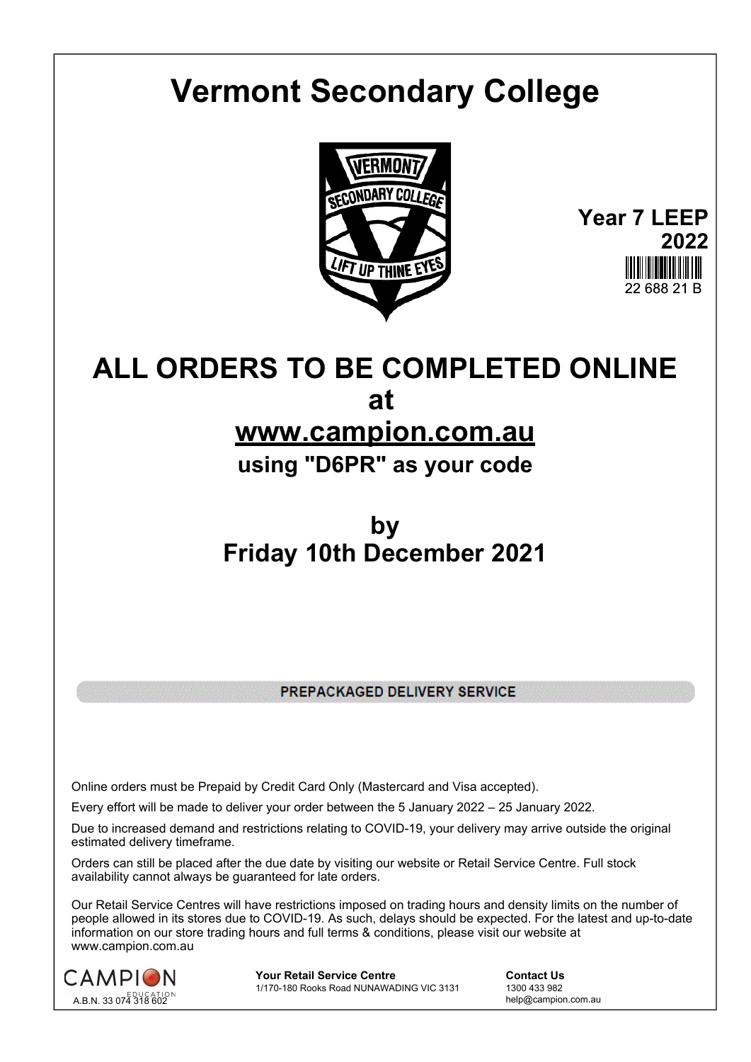# Vermont Secondary College

**Year 7 LEEP 2022**

22 688 21 B

## ALL ORDERS TO BE COMPLETED ONLINE at www.campion.com.au

### using "D6PR" as your code

## by Friday 10th December 2021

**PREPACKAGED DELIVERY SERVICE**

Online orders must be Prepaid by Credit Card Only (Mastercard and Visa accepted).

Every effort will be made to deliver your order between the 5 January 2022 – 25 January 2022.

Due to increased demand and restrictions relating to COVID-19, your delivery may arrive outside the original estimated delivery timeframe.

Orders can still be placed after the due date by visiting our website or Retail Service Centre. Full stock availability cannot always be guaranteed for late orders.

Our Retail Service Centres will have restrictions imposed on trading hours and density limits on the number of people allowed in its stores due to COVID-19. As such, delays should be expected. For the latest and up-to-date information on our store trading hours and full terms & conditions, please visit our website at www.campion.com.au

CAMPION EDUCATION
A.B.N. 33 074 318 602

**Your Retail Service Centre**
1/170-180 Rooks Road NUNAWADING VIC 3131

**Contact Us**
1300 433 982
help@campion.com.au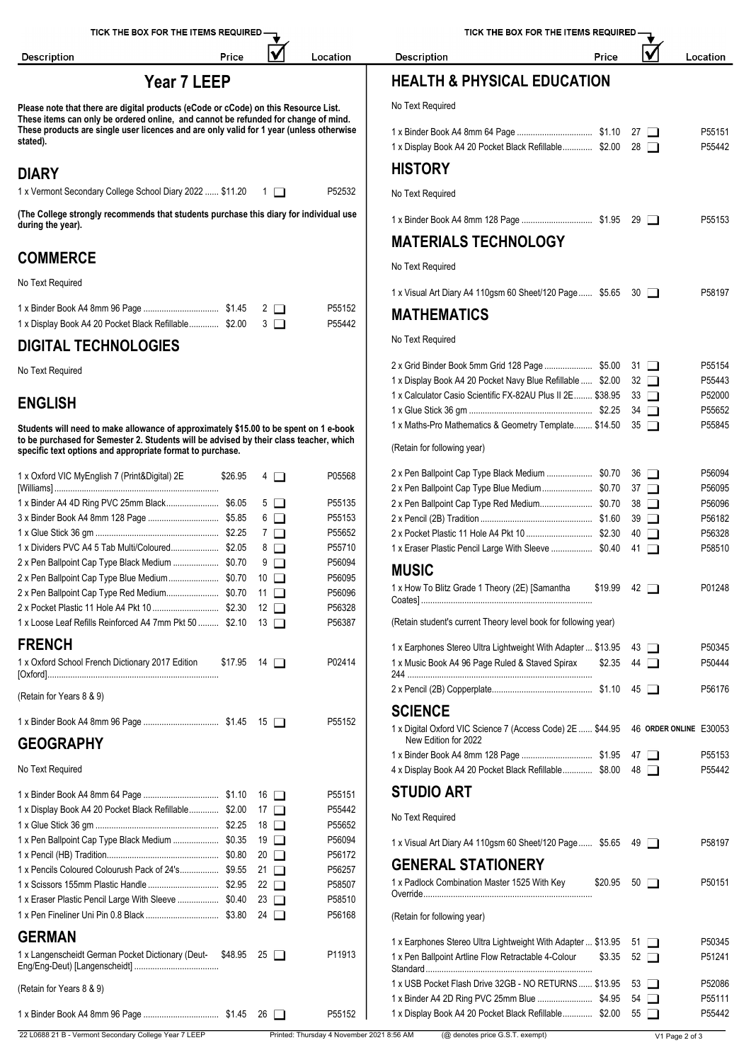# Year 7 LEEP

**Please note that there are digital products (eCode or cCode) on this Resource List. These items can only be ordered online, and cannot be refunded for change of mind. These products are single user licences and are only valid for 1 year (unless otherwise stated).**

## DIARY

| Description | Price | # | Location |
|---|---|---|---|
| 1 x Vermont Secondary College School Diary 2022 | $11.20 | 1 ☐ | P52532 |

**(The College strongly recommends that students purchase this diary for individual use during the year).**

## COMMERCE

No Text Required

| Description | Price | # | Location |
|---|---|---|---|
| 1 x Binder Book A4 8mm 96 Page | $1.45 | 2 ☐ | P55152 |
| 1 x Display Book A4 20 Pocket Black Refillable | $2.00 | 3 ☐ | P55442 |

## DIGITAL TECHNOLOGIES

No Text Required

## ENGLISH

**Students will need to make allowance of approximately $15.00 to be spent on 1 e-book to be purchased for Semester 2. Students will be advised by their class teacher, which specific text options and appropriate format to purchase.**

| Description | Price | # | Location |
|---|---|---|---|
| 1 x Oxford VIC MyEnglish 7 (Print&Digital) 2E [Williams] | $26.95 | 4 ☐ | P05568 |
| 1 x Binder A4 4D Ring PVC 25mm Black | $6.05 | 5 ☐ | P55135 |
| 3 x Binder Book A4 8mm 128 Page | $5.85 | 6 ☐ | P55153 |
| 1 x Glue Stick 36 gm | $2.25 | 7 ☐ | P55652 |
| 1 x Dividers PVC A4 5 Tab Multi/Coloured | $2.05 | 8 ☐ | P55710 |
| 2 x Pen Ballpoint Cap Type Black Medium | $0.70 | 9 ☐ | P56094 |
| 2 x Pen Ballpoint Cap Type Blue Medium | $0.70 | 10 ☐ | P56095 |
| 2 x Pen Ballpoint Cap Type Red Medium | $0.70 | 11 ☐ | P56096 |
| 2 x Pocket Plastic 11 Hole A4 Pkt 10 | $2.30 | 12 ☐ | P56328 |
| 1 x Loose Leaf Refills Reinforced A4 7mm Pkt 50 | $2.10 | 13 ☐ | P56387 |

## FRENCH

| Description | Price | # | Location |
|---|---|---|---|
| 1 x Oxford School French Dictionary 2017 Edition [Oxford] | $17.95 | 14 ☐ | P02414 |

(Retain for Years 8 & 9)

| Description | Price | # | Location |
|---|---|---|---|
| 1 x Binder Book A4 8mm 96 Page | $1.45 | 15 ☐ | P55152 |

## GEOGRAPHY

No Text Required

| Description | Price | # | Location |
|---|---|---|---|
| 1 x Binder Book A4 8mm 64 Page | $1.10 | 16 ☐ | P55151 |
| 1 x Display Book A4 20 Pocket Black Refillable | $2.00 | 17 ☐ | P55442 |
| 1 x Glue Stick 36 gm | $2.25 | 18 ☐ | P55652 |
| 1 x Pen Ballpoint Cap Type Black Medium | $0.35 | 19 ☐ | P56094 |
| 1 x Pencil (HB) Tradition | $0.80 | 20 ☐ | P56172 |
| 1 x Pencils Coloured Colourush Pack of 24's | $9.55 | 21 ☐ | P56257 |
| 1 x Scissors 155mm Plastic Handle | $2.95 | 22 ☐ | P58507 |
| 1 x Eraser Plastic Pencil Large With Sleeve | $0.40 | 23 ☐ | P58510 |
| 1 x Pen Fineliner Uni Pin 0.8 Black | $3.80 | 24 ☐ | P56168 |

## GERMAN

| Description | Price | # | Location |
|---|---|---|---|
| 1 x Langenscheidt German Pocket Dictionary (Deut-Eng/Eng-Deut) [Langenscheidt] | $48.95 | 25 ☐ | P11913 |

(Retain for Years 8 & 9)

| Description | Price | # | Location |
|---|---|---|---|
| 1 x Binder Book A4 8mm 96 Page | $1.45 | 26 ☐ | P55152 |

## HEALTH & PHYSICAL EDUCATION

No Text Required

| Description | Price | # | Location |
|---|---|---|---|
| 1 x Binder Book A4 8mm 64 Page | $1.10 | 27 ☐ | P55151 |
| 1 x Display Book A4 20 Pocket Black Refillable | $2.00 | 28 ☐ | P55442 |

## HISTORY

No Text Required

| Description | Price | # | Location |
|---|---|---|---|
| 1 x Binder Book A4 8mm 128 Page | $1.95 | 29 ☐ | P55153 |

## MATERIALS TECHNOLOGY

No Text Required

| Description | Price | # | Location |
|---|---|---|---|
| 1 x Visual Art Diary A4 110gsm 60 Sheet/120 Page | $5.65 | 30 ☐ | P58197 |

## MATHEMATICS

No Text Required

| Description | Price | # | Location |
|---|---|---|---|
| 2 x Grid Binder Book 5mm Grid 128 Page | $5.00 | 31 ☐ | P55154 |
| 1 x Display Book A4 20 Pocket Navy Blue Refillable | $2.00 | 32 ☐ | P55443 |
| 1 x Calculator Casio Scientific FX-82AU Plus II 2E | $38.95 | 33 ☐ | P52000 |
| 1 x Glue Stick 36 gm | $2.25 | 34 ☐ | P55652 |
| 1 x Maths-Pro Mathematics & Geometry Template | $14.50 | 35 ☐ | P55845 |

(Retain for following year)

| Description | Price | # | Location |
|---|---|---|---|
| 2 x Pen Ballpoint Cap Type Black Medium | $0.70 | 36 ☐ | P56094 |
| 2 x Pen Ballpoint Cap Type Blue Medium | $0.70 | 37 ☐ | P56095 |
| 2 x Pen Ballpoint Cap Type Red Medium | $0.70 | 38 ☐ | P56096 |
| 2 x Pencil (2B) Tradition | $1.60 | 39 ☐ | P56182 |
| 2 x Pocket Plastic 11 Hole A4 Pkt 10 | $2.30 | 40 ☐ | P56328 |
| 1 x Eraser Plastic Pencil Large With Sleeve | $0.40 | 41 ☐ | P58510 |

## MUSIC

| Description | Price | # | Location |
|---|---|---|---|
| 1 x How To Blitz Grade 1 Theory (2E) [Samantha Coates] | $19.99 | 42 ☐ | P01248 |

(Retain student's current Theory level book for following year)

| Description | Price | # | Location |
|---|---|---|---|
| 1 x Earphones Stereo Ultra Lightweight With Adapter | $13.95 | 43 ☐ | P50345 |
| 1 x Music Book A4 96 Page Ruled & Staved Spirax 244 | $2.35 | 44 ☐ | P50444 |
| 2 x Pencil (2B) Copperplate | $1.10 | 45 ☐ | P56176 |

## SCIENCE

| Description | Price | # | Location |
|---|---|---|---|
| 1 x Digital Oxford VIC Science 7 (Access Code) 2E New Edition for 2022 | $44.95 | 46 **ORDER ONLINE** | E30053 |
| 1 x Binder Book A4 8mm 128 Page | $1.95 | 47 ☐ | P55153 |
| 4 x Display Book A4 20 Pocket Black Refillable | $8.00 | 48 ☐ | P55442 |

## STUDIO ART

No Text Required

| Description | Price | # | Location |
|---|---|---|---|
| 1 x Visual Art Diary A4 110gsm 60 Sheet/120 Page | $5.65 | 49 ☐ | P58197 |

## GENERAL STATIONERY

| Description | Price | # | Location |
|---|---|---|---|
| 1 x Padlock Combination Master 1525 With Key Override | $20.95 | 50 ☐ | P50151 |

(Retain for following year)

| Description | Price | # | Location |
|---|---|---|---|
| 1 x Earphones Stereo Ultra Lightweight With Adapter | $13.95 | 51 ☐ | P50345 |
| 1 x Pen Ballpoint Artline Flow Retractable 4-Colour Standard | $3.35 | 52 ☐ | P51241 |
| 1 x USB Pocket Flash Drive 32GB - NO RETURNS | $13.95 | 53 ☐ | P52086 |
| 1 x Binder A4 2D Ring PVC 25mm Blue | $4.95 | 54 ☐ | P55111 |
| 1 x Display Book A4 20 Pocket Black Refillable | $2.00 | 55 ☐ | P55442 |

(@ denotes price G.S.T. exempt)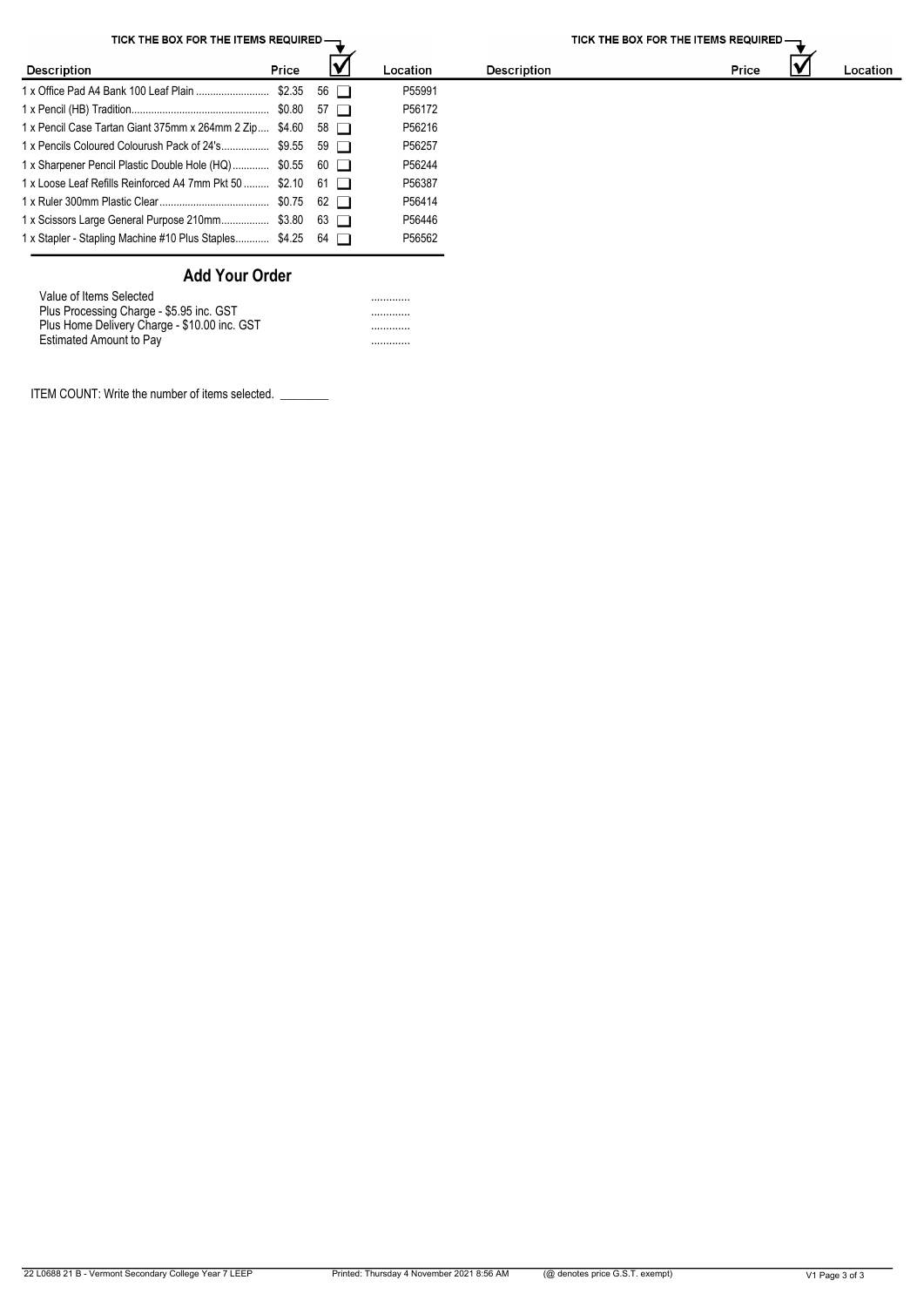TICK THE BOX FOR THE ITEMS REQUIRED

| Description | Price | ☑ | Location |
|---|---|---|---|
| 1 x Office Pad A4 Bank 100 Leaf Plain | $2.35 | 56 ☐ | P55991 |
| 1 x Pencil (HB) Tradition | $0.80 | 57 ☐ | P56172 |
| 1 x Pencil Case Tartan Giant 375mm x 264mm 2 Zip | $4.60 | 58 ☐ | P56216 |
| 1 x Pencils Coloured Colourush Pack of 24's | $9.55 | 59 ☐ | P56257 |
| 1 x Sharpener Pencil Plastic Double Hole (HQ) | $0.55 | 60 ☐ | P56244 |
| 1 x Loose Leaf Refills Reinforced A4 7mm Pkt 50 | $2.10 | 61 ☐ | P56387 |
| 1 x Ruler 300mm Plastic Clear | $0.75 | 62 ☐ | P56414 |
| 1 x Scissors Large General Purpose 210mm | $3.80 | 63 ☐ | P56446 |
| 1 x Stapler - Stapling Machine #10 Plus Staples | $4.25 | 64 ☐ | P56562 |

TICK THE BOX FOR THE ITEMS REQUIRED

| Description | Price | ☑ | Location |
|---|---|---|---|

## Add Your Order

| | |
|---|---|
| Value of Items Selected | ............ |
| Plus Processing Charge - $5.95 inc. GST | ............ |
| Plus Home Delivery Charge - $10.00 inc. GST | ............ |
| Estimated Amount to Pay | ............ |

ITEM COUNT: Write the number of items selected. ________

22 L0688 21 B - Vermont Secondary College Year 7 LEEP    Printed: Thursday 4 November 2021 8:56 AM    (@ denotes price G.S.T. exempt)    V1